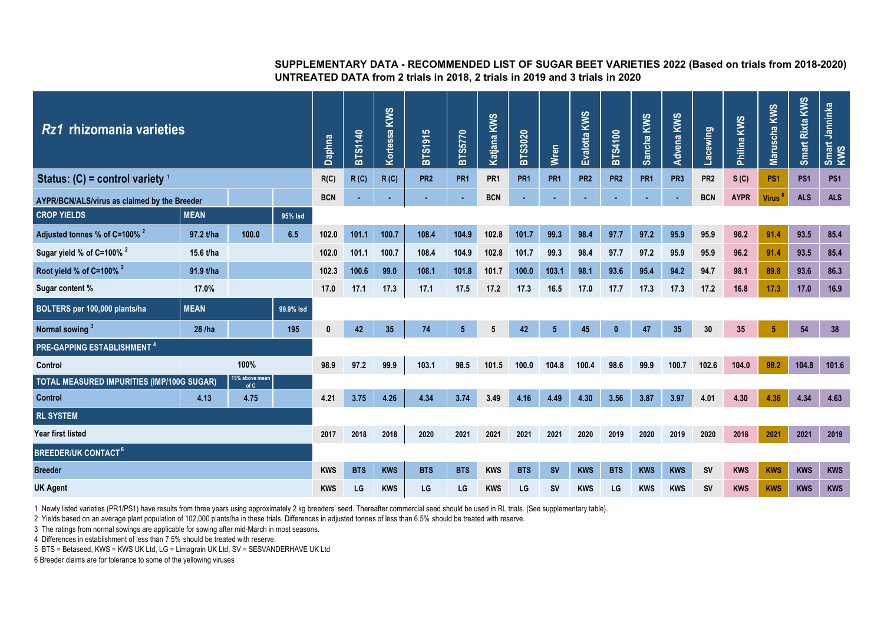**SUPPLEMENTARY DATA - RECOMMENDED LIST OF SUGAR BEET VARIETIES 2022 (Based on trials from 2018-2020)**
**UNTREATED DATA from 2 trials in 2018, 2 trials in 2019 and 3 trials in 2020**

| *Rz1* rhizomania varieties | | | | Daphna | BTS1140 | Kortessa KWS | BTS1915 | BTS5770 | Katjana KWS | BTS3020 | Wren | Evalotta KWS | BTS4100 | Sancha KWS | Advena KWS | Lacewing | Philina KWS | Maruscha KWS | Smart Rixta KWS | Smart Janninka KWS |
|---|---|---|---|---|---|---|---|---|---|---|---|---|---|---|---|---|---|---|---|---|
| **Status: (C) = control variety** [1] | | | | R(C) | R (C) | R (C) | PR2 | PR1 | PR1 | PR1 | PR1 | PR2 | PR2 | PR1 | PR3 | PR2 | S (C) | PS1 | PS1 | PS1 |
| AYPR/BCN/ALS/virus as claimed by the Breeder | | | | BCN | - | - | - | - | BCN | - | - | - | - | - | - | BCN | AYPR | Virus [6] | ALS | ALS |
| **CROP YIELDS** | **MEAN** | | **95% lsd** | | | | | | | | | | | | | | | | | |
| Adjusted tonnes % of C=100% [2] | 97.2 t/ha | 100.0 | 6.5 | 102.0 | 101.1 | 100.7 | 108.4 | 104.9 | 102.8 | 101.7 | 99.3 | 98.4 | 97.7 | 97.2 | 95.9 | 95.9 | 96.2 | 91.4 | 93.5 | 85.4 |
| Sugar yield % of C=100% [2] | 15.6 t/ha | | | 102.0 | 101.1 | 100.7 | 108.4 | 104.9 | 102.8 | 101.7 | 99.3 | 98.4 | 97.7 | 97.2 | 95.9 | 95.9 | 96.2 | 91.4 | 93.5 | 85.4 |
| Root yield % of C=100% [2] | 91.9 t/ha | | | 102.3 | 100.6 | 99.0 | 108.1 | 101.8 | 101.7 | 100.0 | 103.1 | 98.1 | 93.6 | 95.4 | 94.2 | 94.7 | 98.1 | 89.8 | 93.6 | 86.3 |
| Sugar content % | 17.0% | | | 17.0 | 17.1 | 17.3 | 17.1 | 17.5 | 17.2 | 17.3 | 16.5 | 17.0 | 17.7 | 17.3 | 17.3 | 17.2 | 16.8 | 17.3 | 17.0 | 16.9 |
| **BOLTERS per 100,000 plants/ha** | **MEAN** | | **99.9% lsd** | | | | | | | | | | | | | | | | | |
| Normal sowing [3] | 28 /ha | | 195 | 0 | 42 | 35 | 74 | 5 | 5 | 42 | 5 | 45 | 0 | 47 | 35 | 30 | 35 | 5 | 54 | 38 |
| **PRE-GAPPING ESTABLISHMENT** [4] | | | | | | | | | | | | | | | | | | | | |
| Control | | 100% | | 98.9 | 97.2 | 99.9 | 103.1 | 98.5 | 101.5 | 100.0 | 104.8 | 100.4 | 98.6 | 99.9 | 100.7 | 102.6 | 104.0 | 98.2 | 104.8 | 101.6 |
| **TOTAL MEASURED IMPURITIES (IMP/100G SUGAR)** | | 15% above mean of C | | | | | | | | | | | | | | | | | | |
| Control | 4.13 | 4.75 | | 4.21 | 3.75 | 4.26 | 4.34 | 3.74 | 3.49 | 4.16 | 4.49 | 4.30 | 3.56 | 3.87 | 3.97 | 4.01 | 4.30 | 4.36 | 4.34 | 4.63 |
| **RL SYSTEM** | | | | | | | | | | | | | | | | | | | | |
| Year first listed | | | | 2017 | 2018 | 2018 | 2020 | 2021 | 2021 | 2021 | 2021 | 2020 | 2019 | 2020 | 2019 | 2020 | 2018 | 2021 | 2021 | 2019 |
| **BREEDER/UK CONTACT** [6] | | | | | | | | | | | | | | | | | | | | |
| Breeder | | | | KWS | BTS | KWS | BTS | BTS | KWS | BTS | SV | KWS | BTS | KWS | KWS | SV | KWS | KWS | KWS | KWS |
| UK Agent | | | | KWS | LG | KWS | LG | LG | KWS | LG | SV | KWS | LG | KWS | KWS | SV | KWS | KWS | KWS | KWS |

1 Newly listed varieties (PR1/PS1) have results from three years using approximately 2 kg breeders' seed. Thereafter commercial seed should be used in RL trials. (See supplementary table).

2 Yields based on an average plant population of 102,000 plants/ha in these trials. Differences in adjusted tonnes of less than 6.5% should be treated with reserve.

3 The ratings from normal sowings are applicable for sowing after mid-March in most seasons.

4 Differences in establishment of less than 7.5% should be treated with reserve.

5 BTS = Betaseed, KWS = KWS UK Ltd, LG = Limagrain UK Ltd, SV = SESVANDERHAVE UK Ltd

6 Breeder claims are for tolerance to some of the yellowing viruses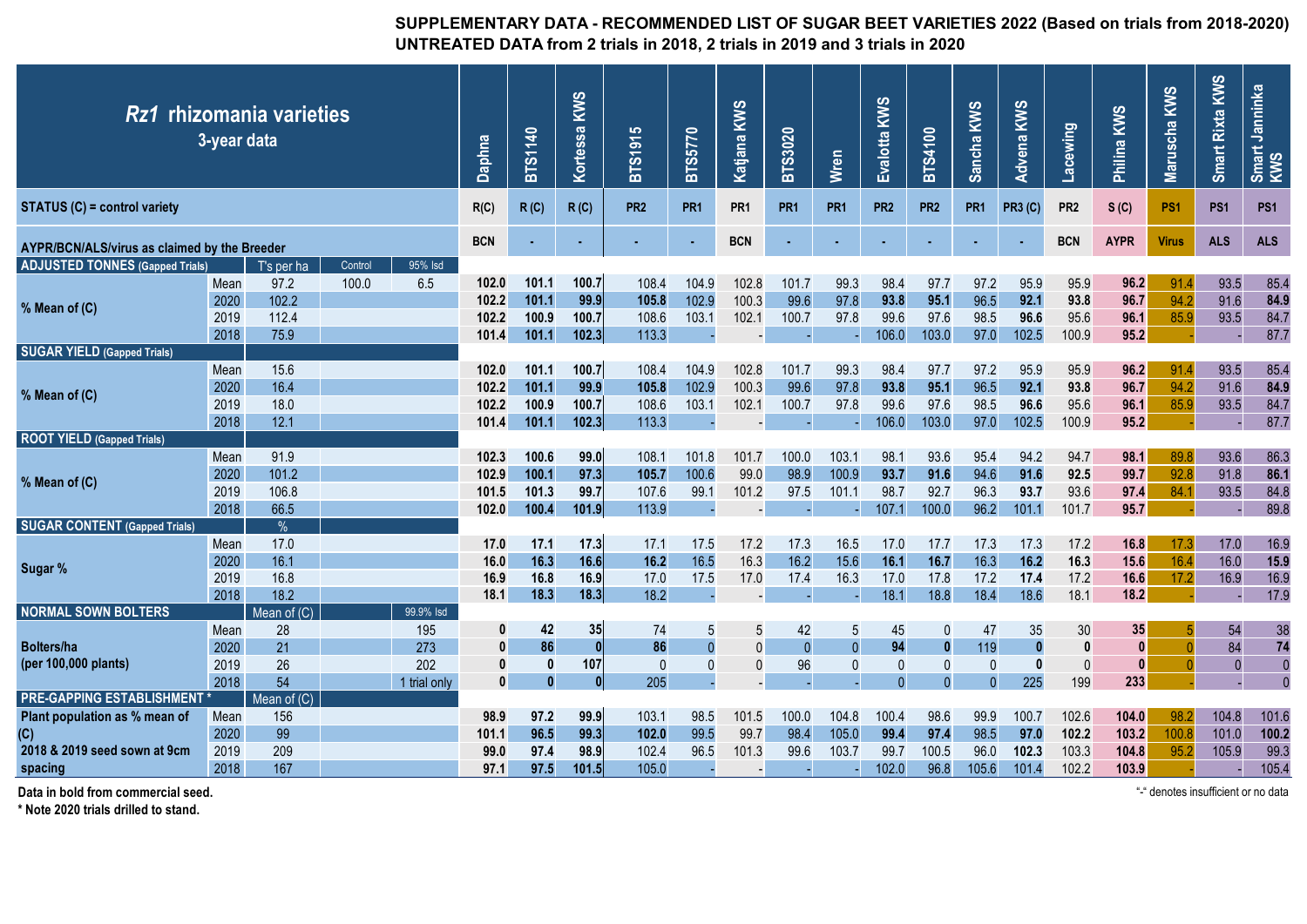**SUPPLEMENTARY DATA - RECOMMENDED LIST OF SUGAR BEET VARIETIES 2022 (Based on trials from 2018-2020)**
**UNTREATED DATA from 2 trials in 2018, 2 trials in 2019 and 3 trials in 2020**

| *Rz1* rhizomania varieties 3-year data | | | | | | Daphna | BTS1140 | Kortessa KWS | BTS1915 | BTS5770 | Katjana KWS | BTS3020 | Wren | Evalotta KWS | BTS4100 | Sancha KWS | Advena KWS | Lacewing | Philina KWS | Maruscha KWS | Smart Rixta KWS | Smart Janninka KWS |
|---|---|---|---|---|---|---|---|---|---|---|---|---|---|---|---|---|---|---|---|---|---|---|
| **STATUS (C) = control variety** | | | | | | R(C) | R (C) | R (C) | PR2 | PR1 | PR1 | PR1 | PR1 | PR2 | PR2 | PR1 | PR3 (C) | PR2 | S (C) | PS1 | PS1 | PS1 |
| **AYPR/BCN/ALS/virus as claimed by the Breeder** | | | | | | BCN | - | - | - | - | BCN | - | - | - | - | - | - | BCN | AYPR | Virus | ALS | ALS |
| **ADJUSTED TONNES (Gapped Trials)** | | T's per ha | Control | 95% lsd | | | | | | | | | | | | | | | | | | |
| % Mean of (C) | Mean | 97.2 | 100.0 | 6.5 | | **102.0** | **101.1** | **100.7** | 108.4 | 104.9 | 102.8 | 101.7 | 99.3 | 98.4 | 97.7 | 97.2 | 95.9 | 95.9 | **96.2** | 91.4 | 93.5 | 85.4 |
| | 2020 | 102.2 | | | | **102.2** | **101.1** | **99.9** | **105.8** | 102.9 | 100.3 | 99.6 | 97.8 | **93.8** | **95.1** | 96.5 | **92.1** | **93.8** | **96.7** | 94.2 | 91.6 | **84.9** |
| | 2019 | 112.4 | | | | **102.2** | **100.9** | **100.7** | 108.6 | 103.1 | 102.1 | 100.7 | 97.8 | 99.6 | 97.6 | 98.5 | **96.6** | 95.6 | **96.1** | 85.9 | 93.5 | 84.7 |
| | 2018 | 75.9 | | | | **101.4** | **101.1** | **102.3** | 113.3 | - | - | - | - | 106.0 | 103.0 | 97.0 | 102.5 | 100.9 | **95.2** | - | - | 87.7 |
| **SUGAR YIELD (Gapped Trials)** | | | | | | | | | | | | | | | | | | | | | | |
| % Mean of (C) | Mean | 15.6 | | | | **102.0** | **101.1** | **100.7** | 108.4 | 104.9 | 102.8 | 101.7 | 99.3 | 98.4 | 97.7 | 97.2 | 95.9 | 95.9 | **96.2** | 91.4 | 93.5 | 85.4 |
| | 2020 | 16.4 | | | | **102.2** | **101.1** | **99.9** | **105.8** | 102.9 | 100.3 | 99.6 | 97.8 | **93.8** | **95.1** | 96.5 | **92.1** | **93.8** | **96.7** | 94.2 | 91.6 | **84.9** |
| | 2019 | 18.0 | | | | **102.2** | **100.9** | **100.7** | 108.6 | 103.1 | 102.1 | 100.7 | 97.8 | 99.6 | 97.6 | 98.5 | **96.6** | 95.6 | **96.1** | 85.9 | 93.5 | 84.7 |
| | 2018 | 12.1 | | | | **101.4** | **101.1** | **102.3** | 113.3 | - | - | - | - | 106.0 | 103.0 | 97.0 | 102.5 | 100.9 | **95.2** | - | - | 87.7 |
| **ROOT YIELD (Gapped Trials)** | | | | | | | | | | | | | | | | | | | | | | |
| % Mean of (C) | Mean | 91.9 | | | | **102.3** | **100.6** | **99.0** | 108.1 | 101.8 | 101.7 | 100.0 | 103.1 | 98.1 | 93.6 | 95.4 | 94.2 | 94.7 | **98.1** | 89.8 | 93.6 | 86.3 |
| | 2020 | 101.2 | | | | **102.9** | **100.1** | **97.3** | **105.7** | 100.6 | 99.0 | 98.9 | 100.9 | **93.7** | **91.6** | 94.6 | **91.6** | **92.5** | **99.7** | 92.8 | 91.8 | **86.1** |
| | 2019 | 106.8 | | | | **101.5** | **101.3** | **99.7** | 107.6 | 99.1 | 101.2 | 97.5 | 101.1 | 98.7 | 92.7 | 96.3 | **93.7** | 93.6 | **97.4** | 84.1 | 93.5 | 84.8 |
| | 2018 | 66.5 | | | | **102.0** | **100.4** | **101.9** | 113.9 | - | - | - | - | 107.1 | 100.0 | 96.2 | 101.1 | 101.7 | **95.7** | - | - | 89.8 |
| **SUGAR CONTENT (Gapped Trials)** | | % | | | | | | | | | | | | | | | | | | | | |
| Sugar % | Mean | 17.0 | | | | **17.0** | **17.1** | **17.3** | 17.1 | 17.5 | 17.2 | 17.3 | 16.5 | 17.0 | 17.7 | 17.3 | 17.3 | 17.2 | **16.8** | 17.3 | 17.0 | 16.9 |
| | 2020 | 16.1 | | | | **16.0** | **16.3** | **16.6** | **16.2** | 16.5 | 16.3 | 16.2 | 15.6 | **16.1** | **16.7** | 16.3 | **16.2** | **16.3** | **15.6** | 16.4 | 16.0 | **15.9** |
| | 2019 | 16.8 | | | | **16.9** | **16.8** | **16.9** | 17.0 | 17.5 | 17.0 | 17.4 | 16.3 | 17.0 | 17.8 | 17.2 | **17.4** | 17.2 | **16.6** | 17.2 | 16.9 | 16.9 |
| | 2018 | 18.2 | | | | **18.1** | **18.3** | **18.3** | 18.2 | - | - | - | - | 18.1 | 18.8 | 18.4 | 18.6 | 18.1 | **18.2** | - | - | 17.9 |
| **NORMAL SOWN BOLTERS** | | Mean of (C) | | 99.9% lsd | | | | | | | | | | | | | | | | | | |
| Bolters/ha (per 100,000 plants) | Mean | 28 | | 195 | | **0** | **42** | **35** | 74 | 5 | 5 | 42 | 5 | 45 | 0 | 47 | 35 | 30 | **35** | 5 | 54 | 38 |
| | 2020 | 21 | | 273 | | **0** | **86** | **0** | **86** | 0 | 0 | 0 | 0 | **94** | **0** | 119 | **0** | **0** | **0** | 0 | 84 | **74** |
| | 2019 | 26 | | 202 | | **0** | **0** | **107** | 0 | 0 | 0 | 96 | 0 | 0 | 0 | 0 | **0** | 0 | **0** | 0 | 0 | 0 |
| | 2018 | 54 | | 1 trial only | | **0** | **0** | **0** | 205 | - | - | - | - | 0 | 0 | 0 | 225 | 199 | **233** | - | - | 0 |
| **PRE-GAPPING ESTABLISHMENT *** | | Mean of (C) | | | | | | | | | | | | | | | | | | | | |
| Plant population as % mean of (C) 2018 & 2019 seed sown at 9cm spacing | Mean | 156 | | | | **98.9** | **97.2** | **99.9** | 103.1 | 98.5 | 101.5 | 100.0 | 104.8 | 100.4 | 98.6 | 99.9 | 100.7 | 102.6 | **104.0** | 98.2 | 104.8 | 101.6 |
| | 2020 | 99 | | | | **101.1** | **96.5** | **99.3** | **102.0** | 99.5 | 99.7 | 98.4 | 105.0 | **99.4** | **97.4** | 98.5 | **97.0** | **102.2** | **103.2** | 100.8 | 101.0 | **100.2** |
| | 2019 | 209 | | | | **99.0** | **97.4** | **98.9** | 102.4 | 96.5 | 101.3 | 99.6 | 103.7 | 99.7 | 100.5 | 96.0 | **102.3** | 103.3 | **104.8** | 95.2 | 105.9 | 99.3 |
| | 2018 | 167 | | | | **97.1** | **97.5** | **101.5** | 105.0 | - | - | - | - | 102.0 | 96.8 | 105.6 | 101.4 | 102.2 | **103.9** | - | - | 105.4 |

**Data in bold from commercial seed.**

**\* Note 2020 trials drilled to stand.**

"-" denotes insufficient or no data